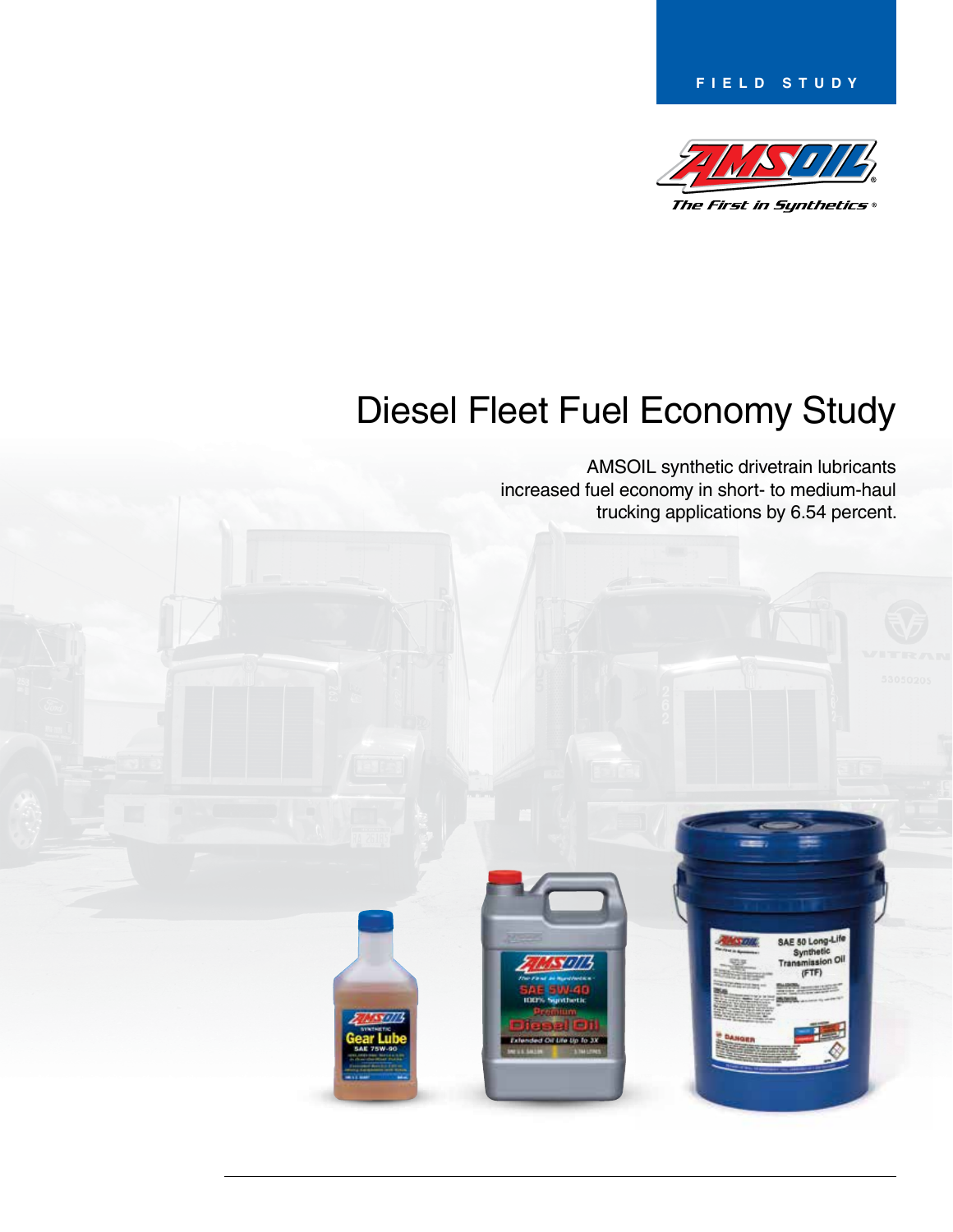FIELD STUDY

# Diesel Fleet Fuel Economy Study

AMSOIL synthetic drivetrain lubricants increased fuel economy in short- to medium-haul trucking applications by 6.54 percent.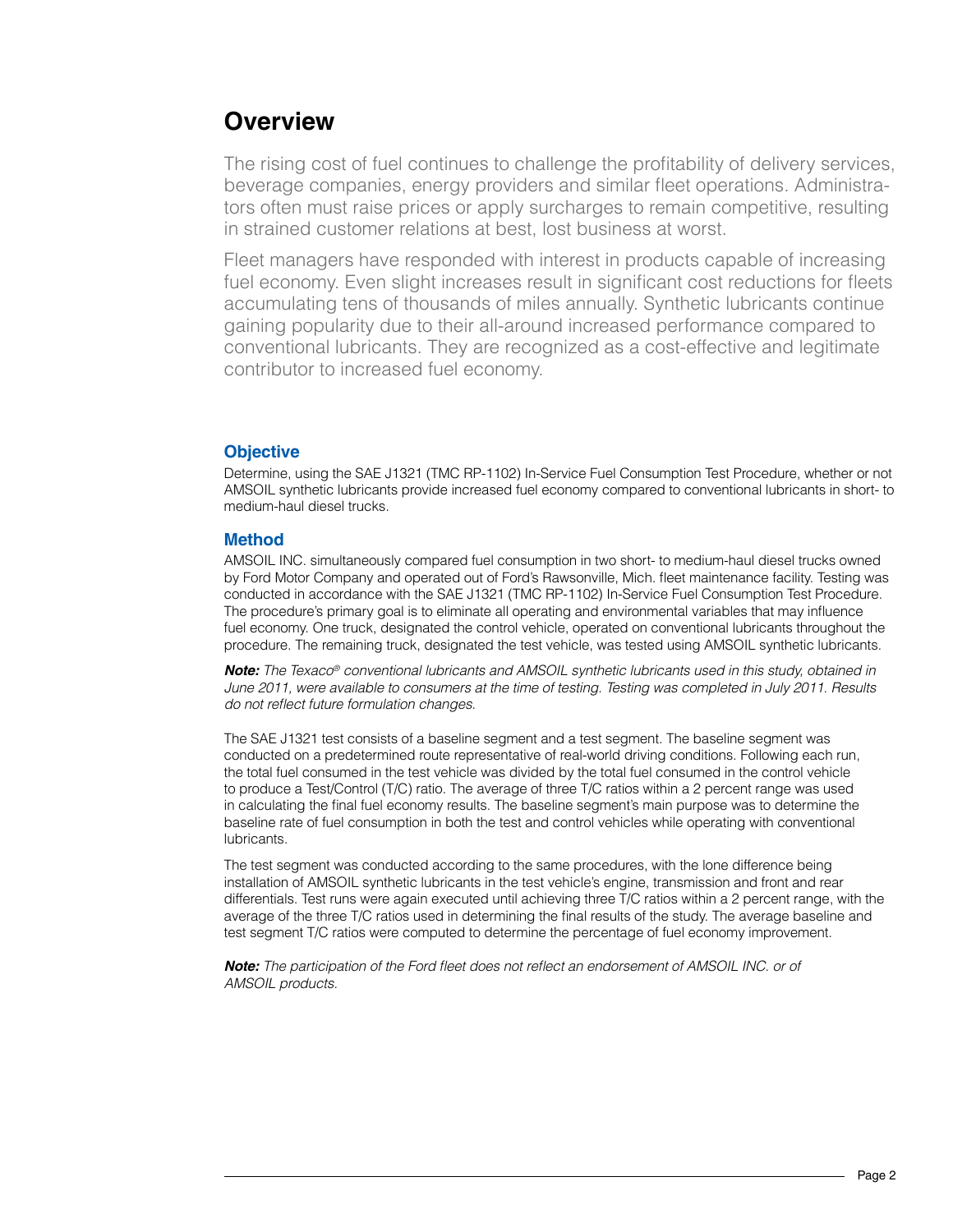# Overview

The rising cost of fuel continues to challenge the profitability of delivery services, beverage companies, energy providers and similar fleet operations. Administrators often must raise prices or apply surcharges to remain competitive, resulting in strained customer relations at best, lost business at worst.

Fleet managers have responded with interest in products capable of increasing fuel economy. Even slight increases result in significant cost reductions for fleets accumulating tens of thousands of miles annually. Synthetic lubricants continue gaining popularity due to their all-around increased performance compared to conventional lubricants. They are recognized as a cost-effective and legitimate contributor to increased fuel economy.

## Objective

Determine, using the SAE J1321 (TMC RP-1102) In-Service Fuel Consumption Test Procedure, whether or not AMSOIL synthetic lubricants provide increased fuel economy compared to conventional lubricants in short- to medium-haul diesel trucks.

## Method

AMSOIL INC. simultaneously compared fuel consumption in two short- to medium-haul diesel trucks owned by Ford Motor Company and operated out of Ford's Rawsonville, Mich. fleet maintenance facility. Testing was conducted in accordance with the SAE J1321 (TMC RP-1102) In-Service Fuel Consumption Test Procedure. The procedure's primary goal is to eliminate all operating and environmental variables that may influence fuel economy. One truck, designated the control vehicle, operated on conventional lubricants throughout the procedure. The remaining truck, designated the test vehicle, was tested using AMSOIL synthetic lubricants.

***Note:*** *The Texaco® conventional lubricants and AMSOIL synthetic lubricants used in this study, obtained in June 2011, were available to consumers at the time of testing. Testing was completed in July 2011. Results do not reflect future formulation changes.*

The SAE J1321 test consists of a baseline segment and a test segment. The baseline segment was conducted on a predetermined route representative of real-world driving conditions. Following each run, the total fuel consumed in the test vehicle was divided by the total fuel consumed in the control vehicle to produce a Test/Control (T/C) ratio. The average of three T/C ratios within a 2 percent range was used in calculating the final fuel economy results. The baseline segment's main purpose was to determine the baseline rate of fuel consumption in both the test and control vehicles while operating with conventional lubricants.

The test segment was conducted according to the same procedures, with the lone difference being installation of AMSOIL synthetic lubricants in the test vehicle's engine, transmission and front and rear differentials. Test runs were again executed until achieving three T/C ratios within a 2 percent range, with the average of the three T/C ratios used in determining the final results of the study. The average baseline and test segment T/C ratios were computed to determine the percentage of fuel economy improvement.

***Note:*** *The participation of the Ford fleet does not reflect an endorsement of AMSOIL INC. or of AMSOIL products.*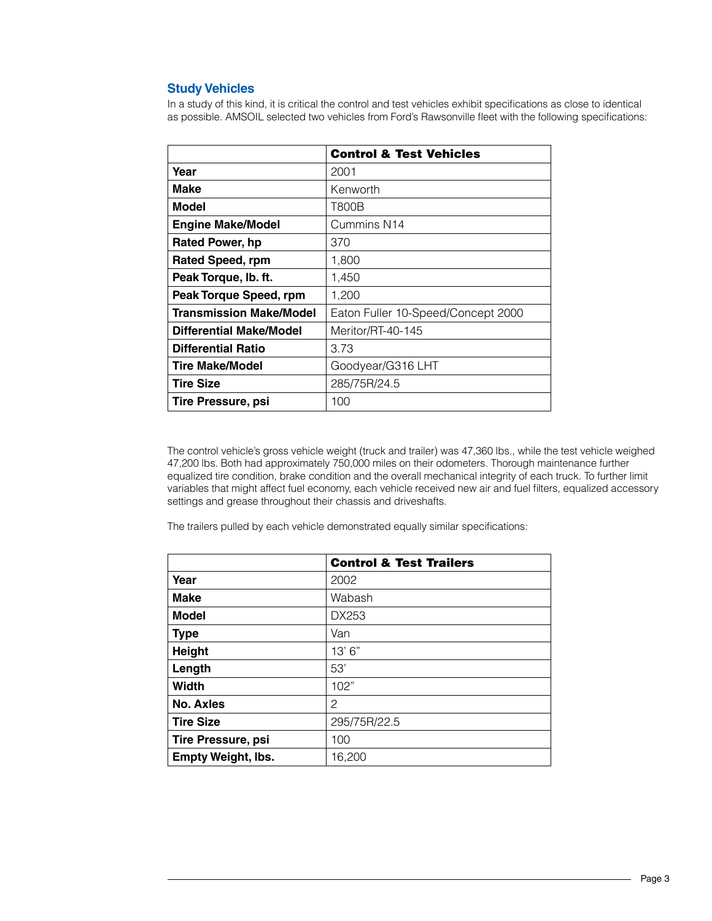## Study Vehicles

In a study of this kind, it is critical the control and test vehicles exhibit specifications as close to identical as possible. AMSOIL selected two vehicles from Ford's Rawsonville fleet with the following specifications:

| | **Control & Test Vehicles** |
|---|---|
| **Year** | 2001 |
| **Make** | Kenworth |
| **Model** | T800B |
| **Engine Make/Model** | Cummins N14 |
| **Rated Power, hp** | 370 |
| **Rated Speed, rpm** | 1,800 |
| **Peak Torque, lb. ft.** | 1,450 |
| **Peak Torque Speed, rpm** | 1,200 |
| **Transmission Make/Model** | Eaton Fuller 10-Speed/Concept 2000 |
| **Differential Make/Model** | Meritor/RT-40-145 |
| **Differential Ratio** | 3.73 |
| **Tire Make/Model** | Goodyear/G316 LHT |
| **Tire Size** | 285/75R/24.5 |
| **Tire Pressure, psi** | 100 |

The control vehicle's gross vehicle weight (truck and trailer) was 47,360 lbs., while the test vehicle weighed 47,200 lbs. Both had approximately 750,000 miles on their odometers. Thorough maintenance further equalized tire condition, brake condition and the overall mechanical integrity of each truck. To further limit variables that might affect fuel economy, each vehicle received new air and fuel filters, equalized accessory settings and grease throughout their chassis and driveshafts.

The trailers pulled by each vehicle demonstrated equally similar specifications:

| | **Control & Test Trailers** |
|---|---|
| **Year** | 2002 |
| **Make** | Wabash |
| **Model** | DX253 |
| **Type** | Van |
| **Height** | 13' 6" |
| **Length** | 53' |
| **Width** | 102" |
| **No. Axles** | 2 |
| **Tire Size** | 295/75R/22.5 |
| **Tire Pressure, psi** | 100 |
| **Empty Weight, lbs.** | 16,200 |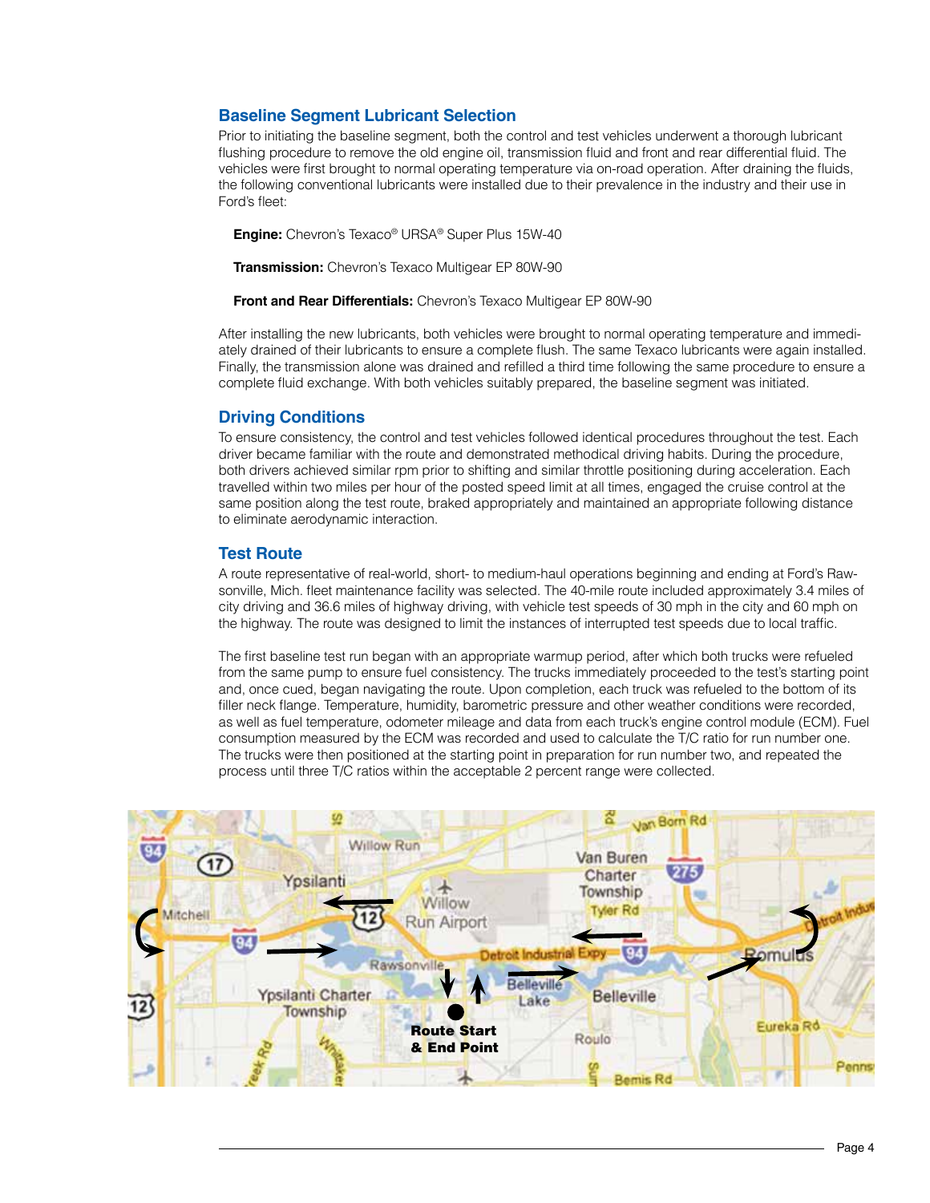## Baseline Segment Lubricant Selection

Prior to initiating the baseline segment, both the control and test vehicles underwent a thorough lubricant flushing procedure to remove the old engine oil, transmission fluid and front and rear differential fluid. The vehicles were first brought to normal operating temperature via on-road operation. After draining the fluids, the following conventional lubricants were installed due to their prevalence in the industry and their use in Ford's fleet:

**Engine:** Chevron's Texaco® URSA® Super Plus 15W-40

**Transmission:** Chevron's Texaco Multigear EP 80W-90

**Front and Rear Differentials:** Chevron's Texaco Multigear EP 80W-90

After installing the new lubricants, both vehicles were brought to normal operating temperature and immediately drained of their lubricants to ensure a complete flush. The same Texaco lubricants were again installed. Finally, the transmission alone was drained and refilled a third time following the same procedure to ensure a complete fluid exchange. With both vehicles suitably prepared, the baseline segment was initiated.

## Driving Conditions

To ensure consistency, the control and test vehicles followed identical procedures throughout the test. Each driver became familiar with the route and demonstrated methodical driving habits. During the procedure, both drivers achieved similar rpm prior to shifting and similar throttle positioning during acceleration. Each travelled within two miles per hour of the posted speed limit at all times, engaged the cruise control at the same position along the test route, braked appropriately and maintained an appropriate following distance to eliminate aerodynamic interaction.

## Test Route

A route representative of real-world, short- to medium-haul operations beginning and ending at Ford's Rawsonville, Mich. fleet maintenance facility was selected. The 40-mile route included approximately 3.4 miles of city driving and 36.6 miles of highway driving, with vehicle test speeds of 30 mph in the city and 60 mph on the highway. The route was designed to limit the instances of interrupted test speeds due to local traffic.

The first baseline test run began with an appropriate warmup period, after which both trucks were refueled from the same pump to ensure fuel consistency. The trucks immediately proceeded to the test's starting point and, once cued, began navigating the route. Upon completion, each truck was refueled to the bottom of its filler neck flange. Temperature, humidity, barometric pressure and other weather conditions were recorded, as well as fuel temperature, odometer mileage and data from each truck's engine control module (ECM). Fuel consumption measured by the ECM was recorded and used to calculate the T/C ratio for run number one. The trucks were then positioned at the starting point in preparation for run number two, and repeated the process until three T/C ratios within the acceptable 2 percent range were collected.

Route Start & End Point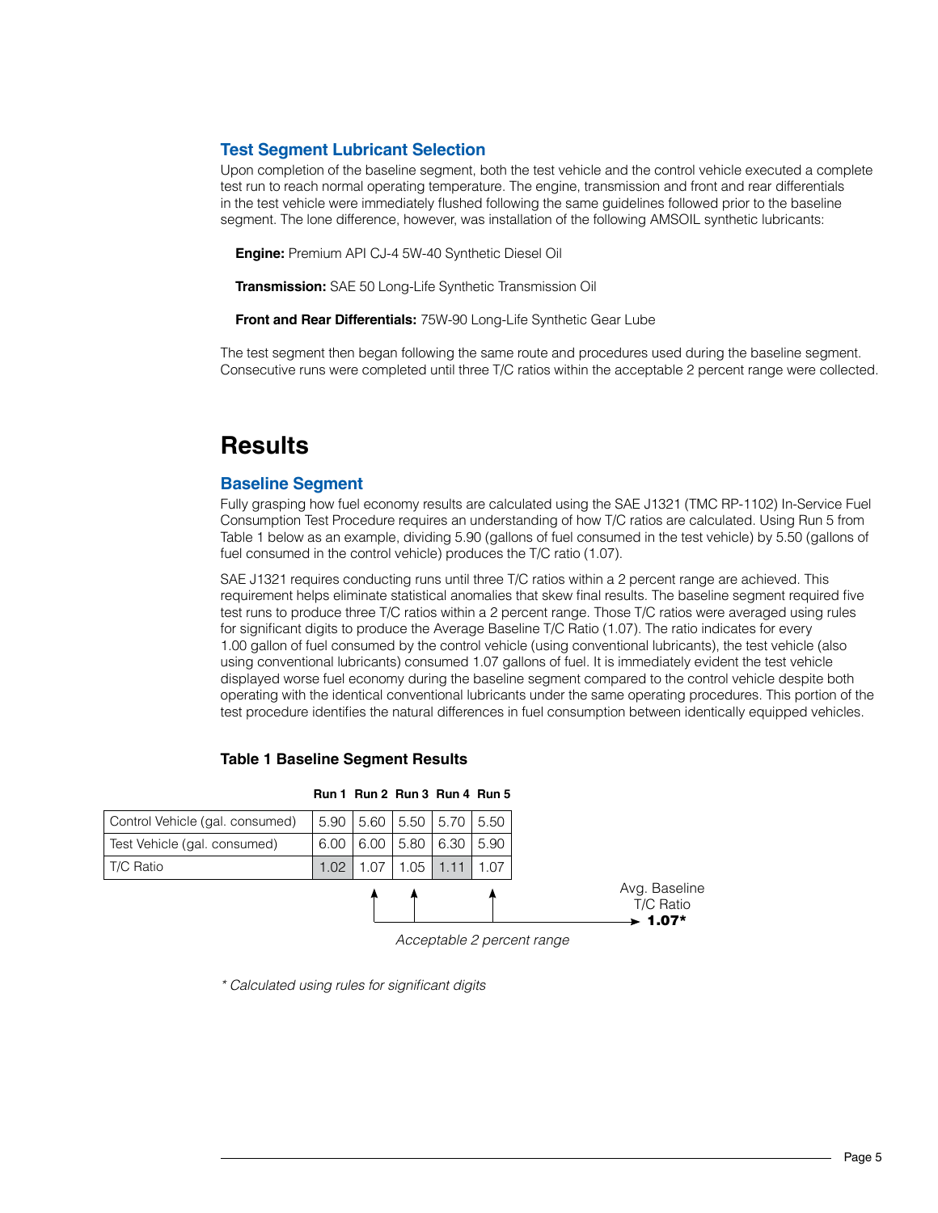### Test Segment Lubricant Selection

Upon completion of the baseline segment, both the test vehicle and the control vehicle executed a complete test run to reach normal operating temperature. The engine, transmission and front and rear differentials in the test vehicle were immediately flushed following the same guidelines followed prior to the baseline segment. The lone difference, however, was installation of the following AMSOIL synthetic lubricants:

**Engine:** Premium API CJ-4 5W-40 Synthetic Diesel Oil

**Transmission:** SAE 50 Long-Life Synthetic Transmission Oil

**Front and Rear Differentials:** 75W-90 Long-Life Synthetic Gear Lube

The test segment then began following the same route and procedures used during the baseline segment. Consecutive runs were completed until three T/C ratios within the acceptable 2 percent range were collected.

## Results

### Baseline Segment

Fully grasping how fuel economy results are calculated using the SAE J1321 (TMC RP-1102) In-Service Fuel Consumption Test Procedure requires an understanding of how T/C ratios are calculated. Using Run 5 from Table 1 below as an example, dividing 5.90 (gallons of fuel consumed in the test vehicle) by 5.50 (gallons of fuel consumed in the control vehicle) produces the T/C ratio (1.07).

SAE J1321 requires conducting runs until three T/C ratios within a 2 percent range are achieved. This requirement helps eliminate statistical anomalies that skew final results. The baseline segment required five test runs to produce three T/C ratios within a 2 percent range. Those T/C ratios were averaged using rules for significant digits to produce the Average Baseline T/C Ratio (1.07). The ratio indicates for every 1.00 gallon of fuel consumed by the control vehicle (using conventional lubricants), the test vehicle (also using conventional lubricants) consumed 1.07 gallons of fuel. It is immediately evident the test vehicle displayed worse fuel economy during the baseline segment compared to the control vehicle despite both operating with the identical conventional lubricants under the same operating procedures. This portion of the test procedure identifies the natural differences in fuel consumption between identically equipped vehicles.

**Table 1 Baseline Segment Results**

| | Run 1 | Run 2 | Run 3 | Run 4 | Run 5 |
|---|---|---|---|---|---|
| Control Vehicle (gal. consumed) | 5.90 | 5.60 | 5.50 | 5.70 | 5.50 |
| Test Vehicle (gal. consumed) | 6.00 | 6.00 | 5.80 | 6.30 | 5.90 |
| T/C Ratio | 1.02 | 1.07 | 1.05 | 1.11 | 1.07 |

*Acceptable 2 percent range* (Runs 2, 3 and 5) → Avg. Baseline T/C Ratio **1.07***

*\* Calculated using rules for significant digits*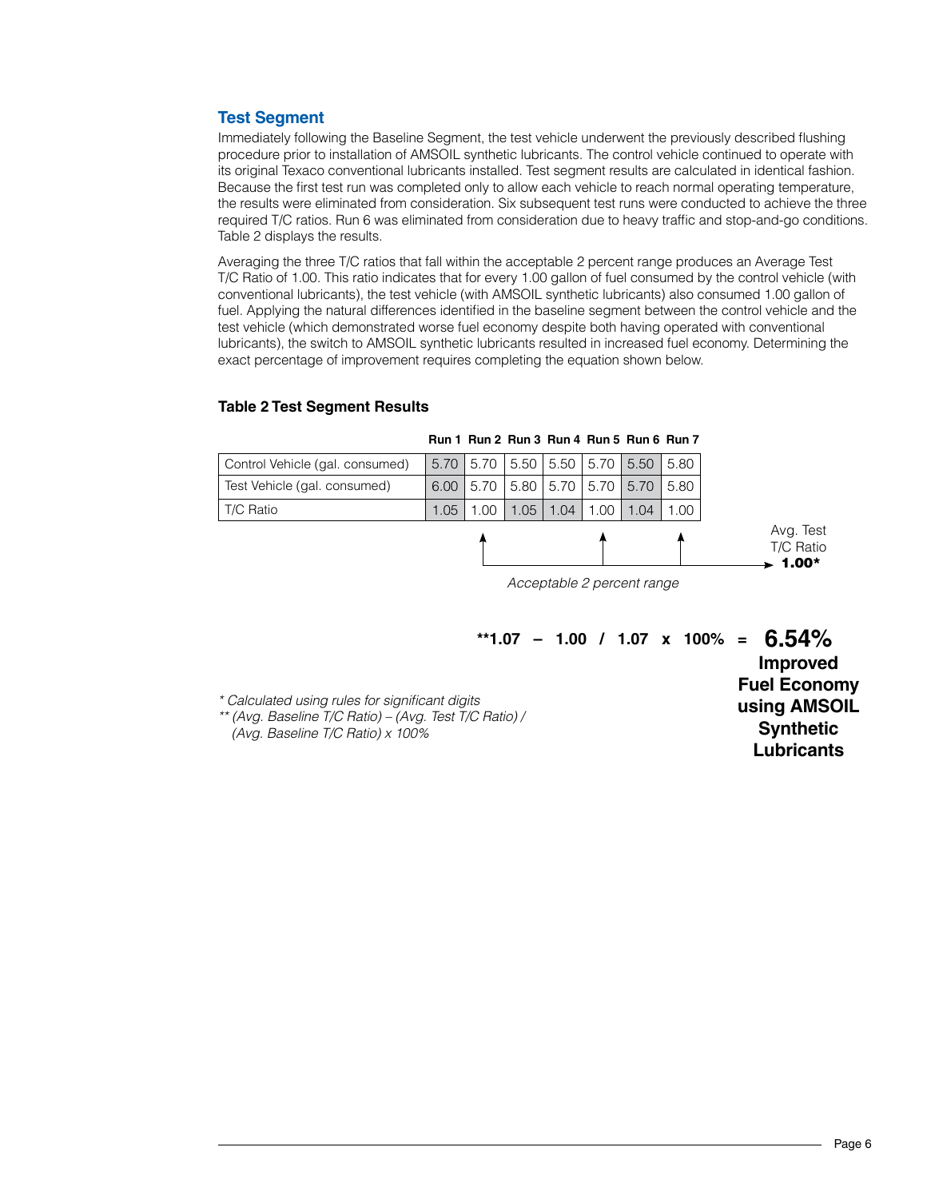## Test Segment

Immediately following the Baseline Segment, the test vehicle underwent the previously described flushing procedure prior to installation of AMSOIL synthetic lubricants. The control vehicle continued to operate with its original Texaco conventional lubricants installed. Test segment results are calculated in identical fashion. Because the first test run was completed only to allow each vehicle to reach normal operating temperature, the results were eliminated from consideration. Six subsequent test runs were conducted to achieve the three required T/C ratios. Run 6 was eliminated from consideration due to heavy traffic and stop-and-go conditions. Table 2 displays the results.

Averaging the three T/C ratios that fall within the acceptable 2 percent range produces an Average Test T/C Ratio of 1.00. This ratio indicates that for every 1.00 gallon of fuel consumed by the control vehicle (with conventional lubricants), the test vehicle (with AMSOIL synthetic lubricants) also consumed 1.00 gallon of fuel. Applying the natural differences identified in the baseline segment between the control vehicle and the test vehicle (which demonstrated worse fuel economy despite both having operated with conventional lubricants), the switch to AMSOIL synthetic lubricants resulted in increased fuel economy. Determining the exact percentage of improvement requires completing the equation shown below.

### Table 2 Test Segment Results

| | Run 1 | Run 2 | Run 3 | Run 4 | Run 5 | Run 6 | Run 7 |
|---|---|---|---|---|---|---|---|
| Control Vehicle (gal. consumed) | 5.70 | 5.70 | 5.50 | 5.50 | 5.70 | 5.50 | 5.80 |
| Test Vehicle (gal. consumed) | 6.00 | 5.70 | 5.80 | 5.70 | 5.70 | 5.70 | 5.80 |
| T/C Ratio | 1.05 | 1.00 | 1.05 | 1.04 | 1.00 | 1.04 | 1.00 |

Acceptable 2 percent range (Runs 2, 5, 7) → Avg. Test T/C Ratio **1.00***

**\*\*1.07 – 1.00 / 1.07 x 100% = 6.54% Improved Fuel Economy using AMSOIL Synthetic Lubricants**

*\* Calculated using rules for significant digits*
*\*\* (Avg. Baseline T/C Ratio) – (Avg. Test T/C Ratio) / (Avg. Baseline T/C Ratio) x 100%*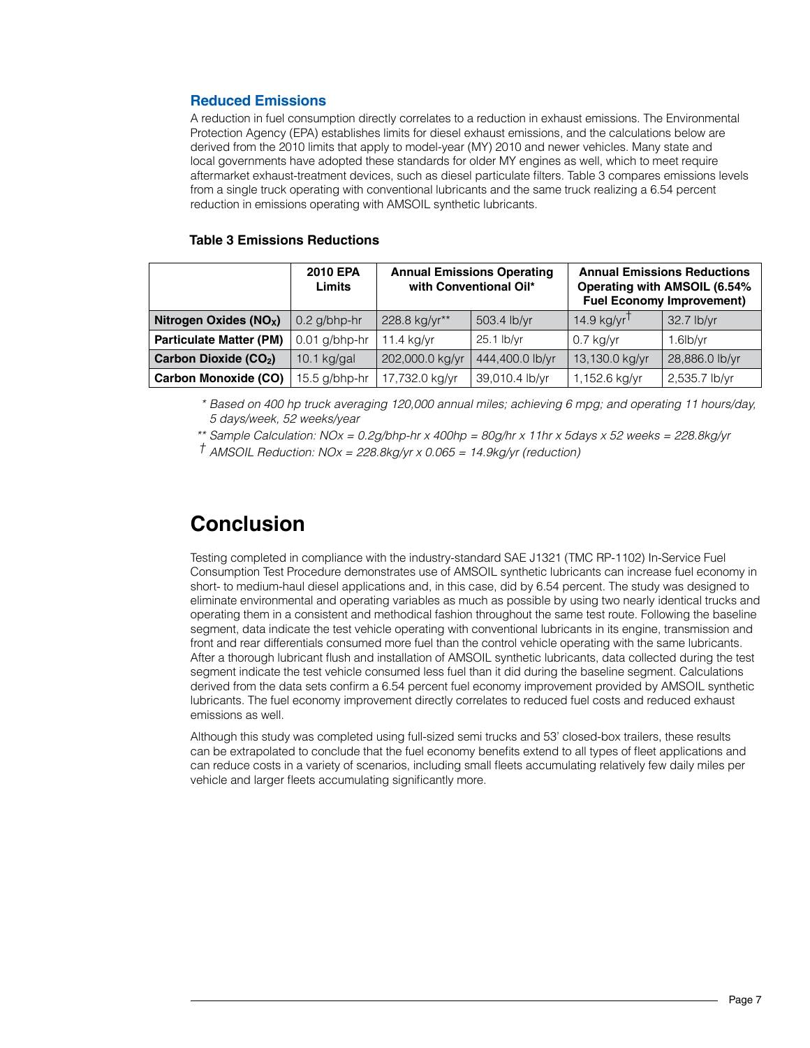## Reduced Emissions

A reduction in fuel consumption directly correlates to a reduction in exhaust emissions. The Environmental Protection Agency (EPA) establishes limits for diesel exhaust emissions, and the calculations below are derived from the 2010 limits that apply to model-year (MY) 2010 and newer vehicles. Many state and local governments have adopted these standards for older MY engines as well, which to meet require aftermarket exhaust-treatment devices, such as diesel particulate filters. Table 3 compares emissions levels from a single truck operating with conventional lubricants and the same truck realizing a 6.54 percent reduction in emissions operating with AMSOIL synthetic lubricants.

**Table 3 Emissions Reductions**

| | 2010 EPA Limits | Annual Emissions Operating with Conventional Oil* | | Annual Emissions Reductions Operating with AMSOIL (6.54% Fuel Economy Improvement) | |
|---|---|---|---|---|---|
| **Nitrogen Oxides ($NO_X$)** | 0.2 g/bhp-hr | 228.8 kg/yr** | 503.4 lb/yr | 14.9 kg/yr† | 32.7 lb/yr |
| **Particulate Matter (PM)** | 0.01 g/bhp-hr | 11.4 kg/yr | 25.1 lb/yr | 0.7 kg/yr | 1.6lb/yr |
| **Carbon Dioxide ($CO_2$)** | 10.1 kg/gal | 202,000.0 kg/yr | 444,400.0 lb/yr | 13,130.0 kg/yr | 28,886.0 lb/yr |
| **Carbon Monoxide (CO)** | 15.5 g/bhp-hr | 17,732.0 kg/yr | 39,010.4 lb/yr | 1,152.6 kg/yr | 2,535.7 lb/yr |

*\* Based on 400 hp truck averaging 120,000 annual miles; achieving 6 mpg; and operating 11 hours/day, 5 days/week, 52 weeks/year*

*\*\* Sample Calculation: NOx = 0.2g/bhp-hr x 400hp = 80g/hr x 11hr x 5days x 52 weeks = 228.8kg/yr*

*† AMSOIL Reduction: NOx = 228.8kg/yr x 0.065 = 14.9kg/yr (reduction)*

# Conclusion

Testing completed in compliance with the industry-standard SAE J1321 (TMC RP-1102) In-Service Fuel Consumption Test Procedure demonstrates use of AMSOIL synthetic lubricants can increase fuel economy in short- to medium-haul diesel applications and, in this case, did by 6.54 percent. The study was designed to eliminate environmental and operating variables as much as possible by using two nearly identical trucks and operating them in a consistent and methodical fashion throughout the same test route. Following the baseline segment, data indicate the test vehicle operating with conventional lubricants in its engine, transmission and front and rear differentials consumed more fuel than the control vehicle operating with the same lubricants. After a thorough lubricant flush and installation of AMSOIL synthetic lubricants, data collected during the test segment indicate the test vehicle consumed less fuel than it did during the baseline segment. Calculations derived from the data sets confirm a 6.54 percent fuel economy improvement provided by AMSOIL synthetic lubricants. The fuel economy improvement directly correlates to reduced fuel costs and reduced exhaust emissions as well.

Although this study was completed using full-sized semi trucks and 53' closed-box trailers, these results can be extrapolated to conclude that the fuel economy benefits extend to all types of fleet applications and can reduce costs in a variety of scenarios, including small fleets accumulating relatively few daily miles per vehicle and larger fleets accumulating significantly more.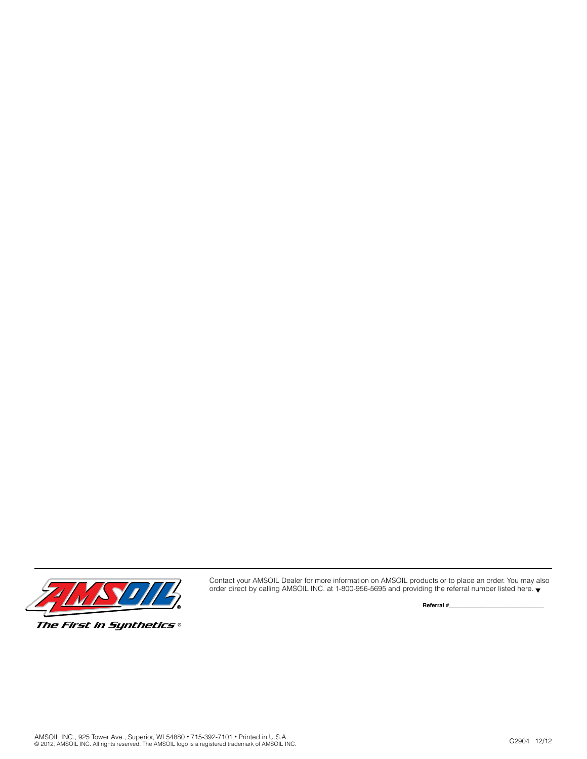AMSOIL

*The First in Synthetics* ®

Contact your AMSOIL Dealer for more information on AMSOIL products or to place an order. You may also order direct by calling AMSOIL INC. at 1-800-956-5695 and providing the referral number listed here. ▼

**Referral #**_____________________________

AMSOIL INC., 925 Tower Ave., Superior, WI 54880 • 715-392-7101 • Printed in U.S.A.
© 2012, AMSOIL INC. All rights reserved. The AMSOIL logo is a registered trademark of AMSOIL INC.

G2904 12/12